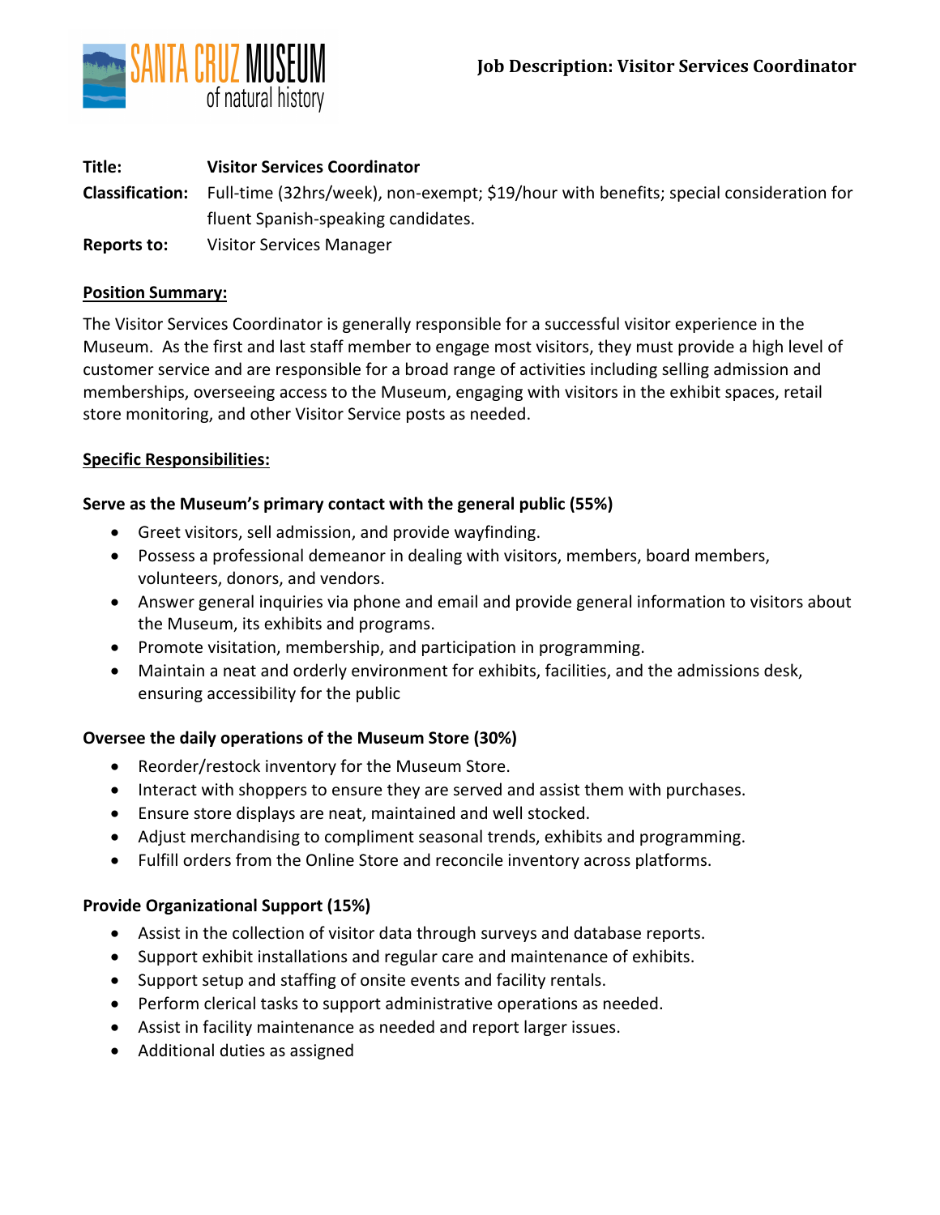SANTA CRUZ MUSEUM of natural history

# Job Description: Visitor Services Coordinator

**Title:** **Visitor Services Coordinator**

**Classification:** Full-time (32hrs/week), non-exempt; $19/hour with benefits; special consideration for fluent Spanish-speaking candidates.

**Reports to:** Visitor Services Manager

## Position Summary:

The Visitor Services Coordinator is generally responsible for a successful visitor experience in the Museum. As the first and last staff member to engage most visitors, they must provide a high level of customer service and are responsible for a broad range of activities including selling admission and memberships, overseeing access to the Museum, engaging with visitors in the exhibit spaces, retail store monitoring, and other Visitor Service posts as needed.

## Specific Responsibilities:

### Serve as the Museum's primary contact with the general public (55%)

- Greet visitors, sell admission, and provide wayfinding.
- Possess a professional demeanor in dealing with visitors, members, board members, volunteers, donors, and vendors.
- Answer general inquiries via phone and email and provide general information to visitors about the Museum, its exhibits and programs.
- Promote visitation, membership, and participation in programming.
- Maintain a neat and orderly environment for exhibits, facilities, and the admissions desk, ensuring accessibility for the public

### Oversee the daily operations of the Museum Store (30%)

- Reorder/restock inventory for the Museum Store.
- Interact with shoppers to ensure they are served and assist them with purchases.
- Ensure store displays are neat, maintained and well stocked.
- Adjust merchandising to compliment seasonal trends, exhibits and programming.
- Fulfill orders from the Online Store and reconcile inventory across platforms.

### Provide Organizational Support (15%)

- Assist in the collection of visitor data through surveys and database reports.
- Support exhibit installations and regular care and maintenance of exhibits.
- Support setup and staffing of onsite events and facility rentals.
- Perform clerical tasks to support administrative operations as needed.
- Assist in facility maintenance as needed and report larger issues.
- Additional duties as assigned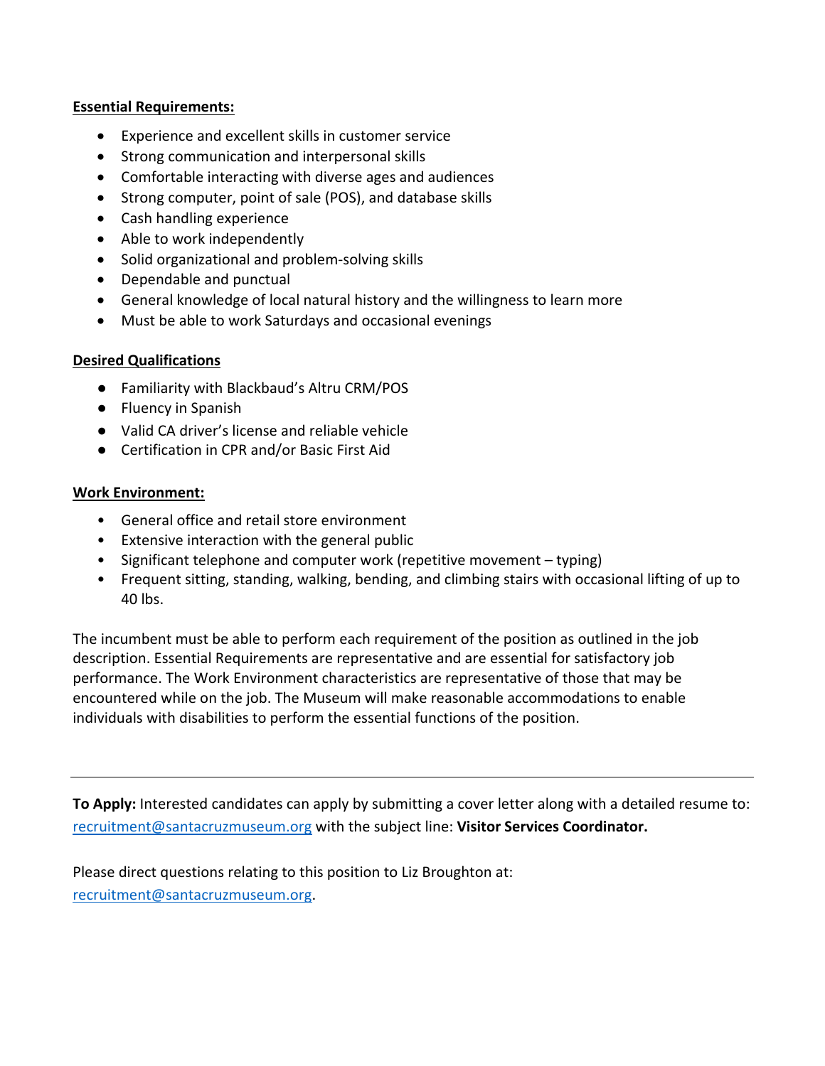**Essential Requirements:**

- Experience and excellent skills in customer service
- Strong communication and interpersonal skills
- Comfortable interacting with diverse ages and audiences
- Strong computer, point of sale (POS), and database skills
- Cash handling experience
- Able to work independently
- Solid organizational and problem-solving skills
- Dependable and punctual
- General knowledge of local natural history and the willingness to learn more
- Must be able to work Saturdays and occasional evenings

**Desired Qualifications**

- Familiarity with Blackbaud's Altru CRM/POS
- Fluency in Spanish
- Valid CA driver's license and reliable vehicle
- Certification in CPR and/or Basic First Aid

**Work Environment:**

- General office and retail store environment
- Extensive interaction with the general public
- Significant telephone and computer work (repetitive movement – typing)
- Frequent sitting, standing, walking, bending, and climbing stairs with occasional lifting of up to 40 lbs.

The incumbent must be able to perform each requirement of the position as outlined in the job description. Essential Requirements are representative and are essential for satisfactory job performance. The Work Environment characteristics are representative of those that may be encountered while on the job. The Museum will make reasonable accommodations to enable individuals with disabilities to perform the essential functions of the position.

---

**To Apply:** Interested candidates can apply by submitting a cover letter along with a detailed resume to: recruitment@santacruzmuseum.org with the subject line: **Visitor Services Coordinator.**

Please direct questions relating to this position to Liz Broughton at: recruitment@santacruzmuseum.org.